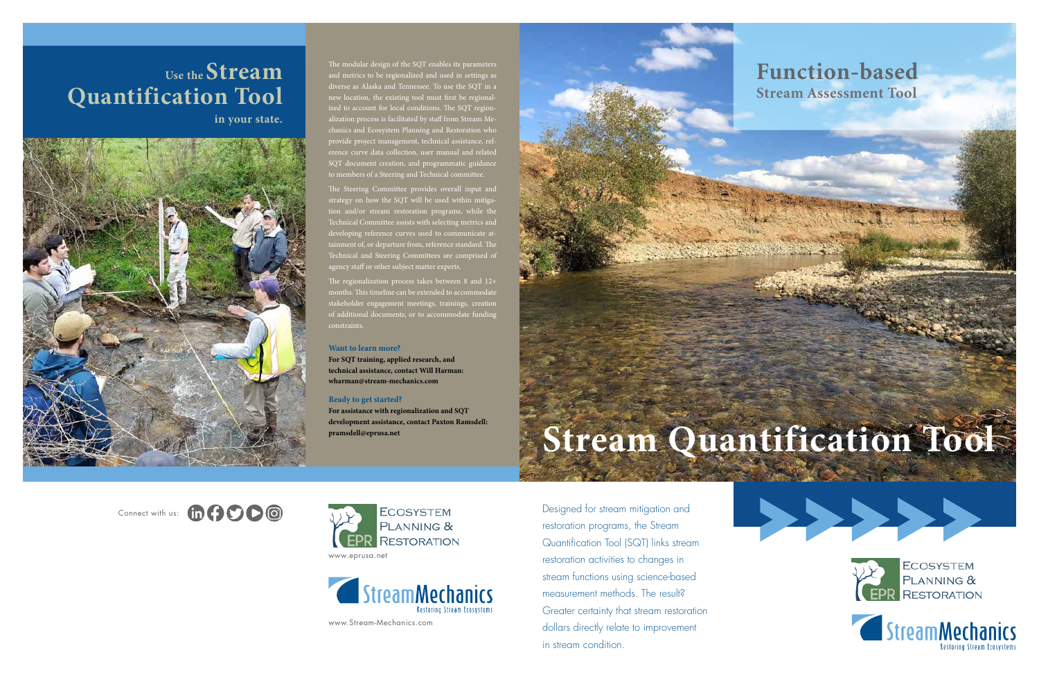# Use the Stream Quantification Tool in your state.

The modular design of the SQT enables its parameters and metrics to be regionalized and used in settings as diverse as Alaska and Tennessee. To use the SQT in a new location, the existing tool must first be regionalized to account for local conditions. The SQT regionalization process is facilitated by staff from Stream Mechanics and Ecosystem Planning and Restoration who provide project management, technical assistance, reference curve data collection, user manual and related SQT document creation, and programmatic guidance to members of a Steering and Technical committee.

The Steering Committee provides overall input and strategy on how the SQT will be used within mitigation and/or stream restoration programs, while the Technical Committee assists with selecting metrics and developing reference curves used to communicate attainment of, or departure from, reference standard. The Technical and Steering Committees are comprised of agency staff or other subject matter experts.

The regionalization process takes between 8 and 12+ months. This timeline can be extended to accommodate stakeholder engagement meetings, trainings, creation of additional documents, or to accommodate funding constraints.

**Want to learn more?**
**For SQT training, applied research, and technical assistance, contact Will Harman: wharman@stream-mechanics.com**

**Ready to get started?**
**For assistance with regionalization and SQT development assistance, contact Paxton Ramsdell: pramsdell@eprusa.net**

Connect with us:

Ecosystem Planning & Restoration
www.eprusa.net

StreamMechanics
Restoring Stream Ecosystems
www.Stream-Mechanics.com

## Function-based
### Stream Assessment Tool

# Stream Quantification Tool

Designed for stream mitigation and restoration programs, the Stream Quantification Tool (SQT) links stream restoration activities to changes in stream functions using science-based measurement methods. The result? Greater certainty that stream restoration dollars directly relate to improvement in stream condition.

Ecosystem Planning & Restoration

StreamMechanics
Restoring Stream Ecosystems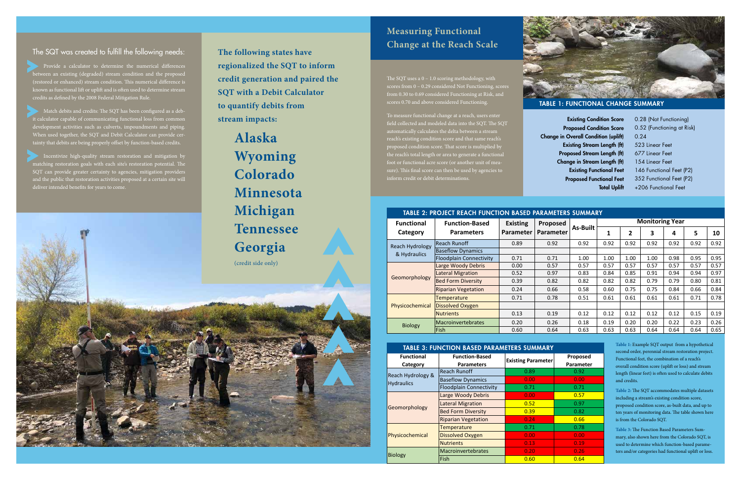## The SQT was created to fulfill the following needs:

- Provide a calculator to determine the numerical differences between an existing (degraded) stream condition and the proposed (restored or enhanced) stream condition. This numerical difference is known as functional lift or uplift and is often used to determine stream credits as defined by the 2008 Federal Mitigation Rule.
- Match debits and credits: The SQT has been configured as a debit calculator capable of communicating functional loss from common development activities such as culverts, impoundments and piping. When used together, the SQT and Debit Calculator can provide certainty that debits are being properly offset by function-based credits.
- Incentivize high-quality stream restoration and mitigation by matching restoration goals with each site's restoration potential. The SQT can provide greater certainty to agencies, mitigation providers and the public that restoration activities proposed at a certain site will deliver intended benefits for years to come.

**The following states have regionalized the SQT to inform credit generation and paired the SQT with a Debit Calculator to quantify debits from stream impacts:**

**Alaska**
**Wyoming**
**Colorado**
**Minnesota**
**Michigan**
**Tennessee**
**Georgia**
(credit side only)

## Measuring Functional Change at the Reach Scale

The SQT uses a 0 – 1.0 scoring methodology, with scores from 0 – 0.29 considered Not Functioning, scores from 0.30 to 0.69 considered Functioning at Risk, and scores 0.70 and above considered Functioning.

To measure functional change at a reach, users enter field collected and modeled data into the SQT. The SQT automatically calculates the delta between a stream reach's existing condition score and that same reach's proposed condition score. That score is multiplied by the reach's total length or area to generate a functional foot or functional acre score (or another unit of measure). This final score can then be used by agencies to inform credit or debit determinations.

### TABLE 1: FUNCTIONAL CHANGE SUMMARY

| | |
|---|---|
| Existing Condition Score | 0.28 (Not Functioning) |
| Proposed Condition Score | 0.52 (Functioning at Risk) |
| Change in Overall Condition (uplift) | 0.24 |
| Existing Stream Length (ft) | 523 Linear Feet |
| Proposed Stream Length (ft) | 677 Linear Feet |
| Change in Stream Length (ft) | 154 Linear Feet |
| Existing Functional Feet | 146 Functional Feet (P2) |
| Proposed Functional Feet | 352 Functional Feet (P2) |
| Total Uplift | +206 Functional Feet |

### TABLE 2: PROJECT REACH FUNCTION BASED PARAMETERS SUMMARY

| Functional Category | Function-Based Parameters | Existing Parameter | Proposed Parameter | As-Built | Monitoring Year 1 | 2 | 3 | 4 | 5 | 10 |
|---|---|---|---|---|---|---|---|---|---|---|
| Reach Hydrology & Hydraulics | Reach Runoff | 0.89 | 0.92 | 0.92 | 0.92 | 0.92 | 0.92 | 0.92 | 0.92 | 0.92 |
| | Baseflow Dynamics | | | | | | | | | |
| | Floodplain Connectivity | 0.71 | 0.71 | 1.00 | 1.00 | 1.00 | 1.00 | 0.98 | 0.95 | 0.95 |
| Geomorphology | Large Woody Debris | 0.00 | 0.57 | 0.57 | 0.57 | 0.57 | 0.57 | 0.57 | 0.57 | 0.57 |
| | Lateral Migration | 0.52 | 0.97 | 0.83 | 0.84 | 0.85 | 0.91 | 0.94 | 0.94 | 0.97 |
| | Bed Form Diversity | 0.39 | 0.82 | 0.82 | 0.82 | 0.82 | 0.79 | 0.79 | 0.80 | 0.81 |
| | Riparian Vegetation | 0.24 | 0.66 | 0.58 | 0.60 | 0.75 | 0.75 | 0.84 | 0.66 | 0.84 |
| Physicochemical | Temperature | 0.71 | 0.78 | 0.51 | 0.61 | 0.61 | 0.61 | 0.61 | 0.71 | 0.78 |
| | Dissolved Oxygen | | | | | | | | | |
| | Nutrients | 0.13 | 0.19 | 0.12 | 0.12 | 0.12 | 0.12 | 0.12 | 0.15 | 0.19 |
| Biology | Macroinvertebrates | 0.20 | 0.26 | 0.18 | 0.19 | 0.20 | 0.20 | 0.22 | 0.23 | 0.26 |
| | Fish | 0.60 | 0.64 | 0.63 | 0.63 | 0.63 | 0.64 | 0.64 | 0.64 | 0.65 |

### TABLE 3: FUNCTION BASED PARAMETERS SUMMARY

| Functional Category | Function-Based Parameters | Existing Parameter | Proposed Parameter |
|---|---|---|---|
| Reach Hydrology & Hydraulics | Reach Runoff | 0.89 | 0.92 |
| | Baseflow Dynamics | 0.00 | 0.00 |
| | Floodplain Connectivity | 0.71 | 0.71 |
| Geomorphology | Large Woody Debris | 0.00 | 0.57 |
| | Lateral Migration | 0.52 | 0.97 |
| | Bed Form Diversity | 0.39 | 0.82 |
| | Riparian Vegetation | 0.24 | 0.66 |
| Physicochemical | Temperature | 0.71 | 0.78 |
| | Dissolved Oxygen | 0.00 | 0.00 |
| | Nutrients | 0.13 | 0.19 |
| Biology | Macroinvertebrates | 0.20 | 0.26 |
| | Fish | 0.60 | 0.64 |

**Table 1:** Example SQT output from a hypothetical second order, perennial stream restoration project. Functional feet, the combination of a reach's overall condition score (uplift or loss) and stream length (linear feet) is often used to calculate debits and credits.

**Table 2:** The SQT accommodates multiple datasets including a stream's existing condition score, proposed condition score, as-built data, and up to ten years of monitoring data. The table shown here is from the Colorado SQT.

**Table 3:** The Function Based Parameters Summary, also shown here from the Colorado SQT, is used to determine which function-based parameters and/or categories had functional uplift or loss.